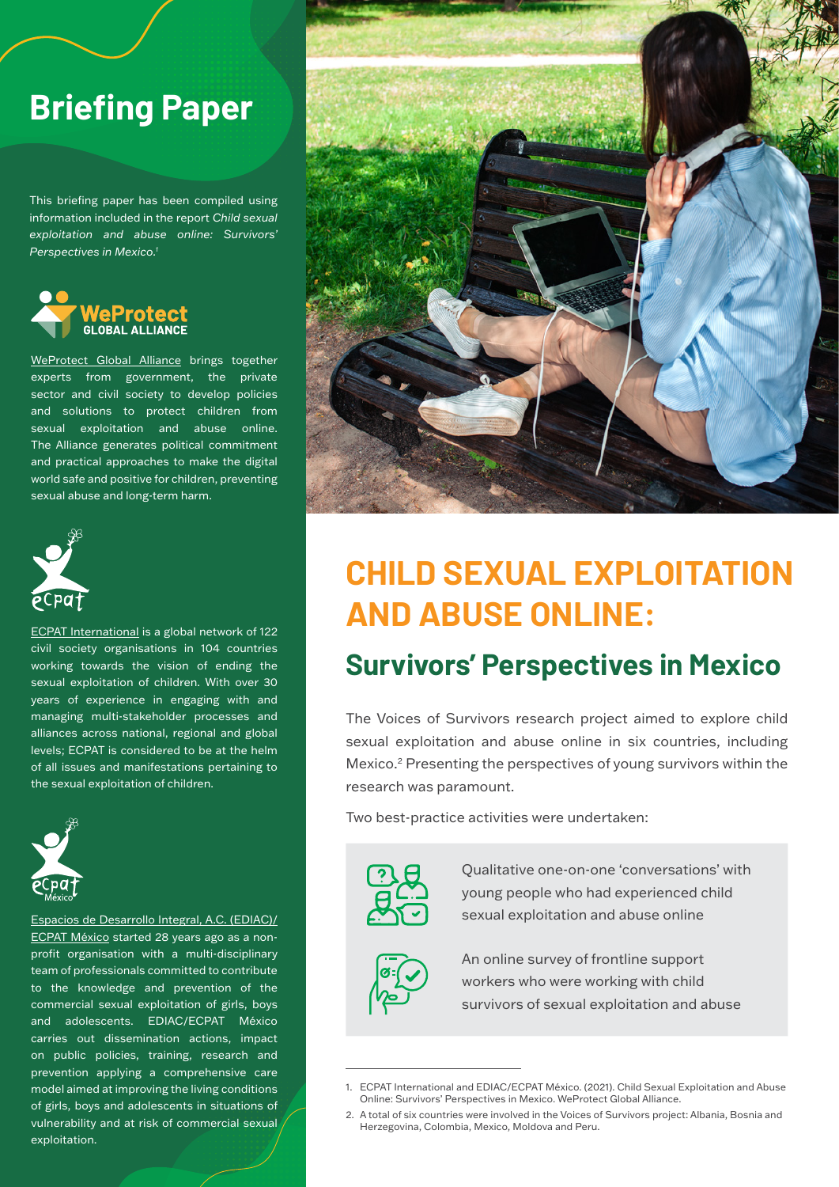# Briefing Paper

This briefing paper has been compiled using information included in the report *Child sexual exploitation and abuse online: Survivors' Perspectives in Mexico*.[1]

WeProtect Global Alliance brings together experts from government, the private sector and civil society to develop policies and solutions to protect children from sexual exploitation and abuse online. The Alliance generates political commitment and practical approaches to make the digital world safe and positive for children, preventing sexual abuse and long-term harm.

ECPAT International is a global network of 122 civil society organisations in 104 countries working towards the vision of ending the sexual exploitation of children. With over 30 years of experience in engaging with and managing multi-stakeholder processes and alliances across national, regional and global levels; ECPAT is considered to be at the helm of all issues and manifestations pertaining to the sexual exploitation of children.

Espacios de Desarrollo Integral, A.C. (EDIAC)/ ECPAT México started 28 years ago as a non-profit organisation with a multi-disciplinary team of professionals committed to contribute to the knowledge and prevention of the commercial sexual exploitation of girls, boys and adolescents. EDIAC/ECPAT México carries out dissemination actions, impact on public policies, training, research and prevention applying a comprehensive care model aimed at improving the living conditions of girls, boys and adolescents in situations of vulnerability and at risk of commercial sexual exploitation.

# CHILD SEXUAL EXPLOITATION AND ABUSE ONLINE:

## Survivors' Perspectives in Mexico

The Voices of Survivors research project aimed to explore child sexual exploitation and abuse online in six countries, including Mexico.[2] Presenting the perspectives of young survivors within the research was paramount.

Two best-practice activities were undertaken:

- Qualitative one-on-one 'conversations' with young people who had experienced child sexual exploitation and abuse online
- An online survey of frontline support workers who were working with child survivors of sexual exploitation and abuse

1. ECPAT International and EDIAC/ECPAT México. (2021). Child Sexual Exploitation and Abuse Online: Survivors' Perspectives in Mexico. WeProtect Global Alliance.
2. A total of six countries were involved in the Voices of Survivors project: Albania, Bosnia and Herzegovina, Colombia, Mexico, Moldova and Peru.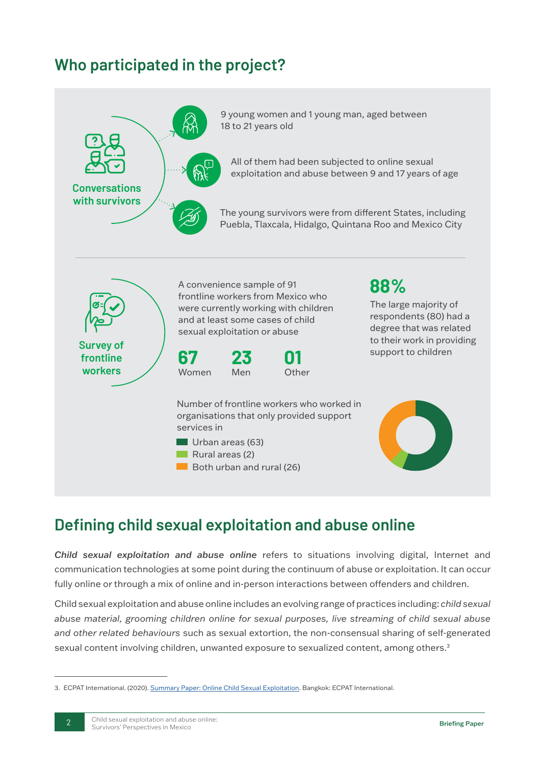## Who participated in the project?

**Conversations with survivors**

- 9 young women and 1 young man, aged between 18 to 21 years old
- All of them had been subjected to online sexual exploitation and abuse between 9 and 17 years of age
- The young survivors were from different States, including Puebla, Tlaxcala, Hidalgo, Quintana Roo and Mexico City

**Survey of frontline workers**

A convenience sample of 91 frontline workers from Mexico who were currently working with children and at least some cases of child sexual exploitation or abuse

**67** Women

**23** Men

**01** Other

**88%**

The large majority of respondents (80) had a degree that was related to their work in providing support to children

Number of frontline workers who worked in organisations that only provided support services in

- Urban areas (63)
- Rural areas (2)
- Both urban and rural (26)

## Defining child sexual exploitation and abuse online

***Child sexual exploitation and abuse online*** refers to situations involving digital, Internet and communication technologies at some point during the continuum of abuse or exploitation. It can occur fully online or through a mix of online and in-person interactions between offenders and children.

Child sexual exploitation and abuse online includes an evolving range of practices including: *child sexual abuse material, grooming children online for sexual purposes, live streaming of child sexual abuse and other related behaviours* such as sexual extortion, the non-consensual sharing of self-generated sexual content involving children, unwanted exposure to sexualized content, among others.[3]

---

3. ECPAT International. (2020). Summary Paper: Online Child Sexual Exploitation. Bangkok: ECPAT International.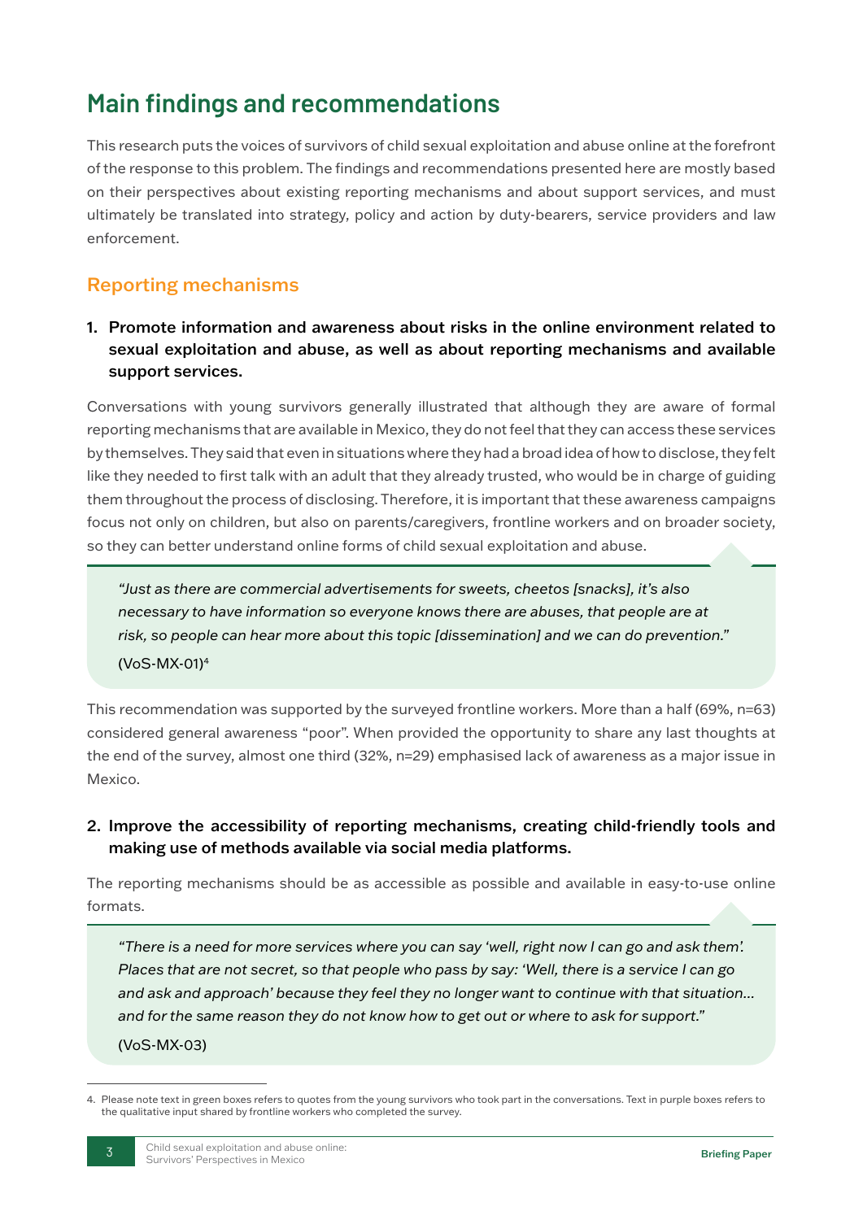# Main findings and recommendations

This research puts the voices of survivors of child sexual exploitation and abuse online at the forefront of the response to this problem. The findings and recommendations presented here are mostly based on their perspectives about existing reporting mechanisms and about support services, and must ultimately be translated into strategy, policy and action by duty-bearers, service providers and law enforcement.

## Reporting mechanisms

**1. Promote information and awareness about risks in the online environment related to sexual exploitation and abuse, as well as about reporting mechanisms and available support services.**

Conversations with young survivors generally illustrated that although they are aware of formal reporting mechanisms that are available in Mexico, they do not feel that they can access these services by themselves. They said that even in situations where they had a broad idea of how to disclose, they felt like they needed to first talk with an adult that they already trusted, who would be in charge of guiding them throughout the process of disclosing. Therefore, it is important that these awareness campaigns focus not only on children, but also on parents/caregivers, frontline workers and on broader society, so they can better understand online forms of child sexual exploitation and abuse.

> *"Just as there are commercial advertisements for sweets, cheetos [snacks], it's also necessary to have information so everyone knows there are abuses, that people are at risk, so people can hear more about this topic [dissemination] and we can do prevention."*
>
> (VoS-MX-01)[4]

This recommendation was supported by the surveyed frontline workers. More than a half (69%, n=63) considered general awareness "poor". When provided the opportunity to share any last thoughts at the end of the survey, almost one third (32%, n=29) emphasised lack of awareness as a major issue in Mexico.

**2. Improve the accessibility of reporting mechanisms, creating child-friendly tools and making use of methods available via social media platforms.**

The reporting mechanisms should be as accessible as possible and available in easy-to-use online formats.

> *"There is a need for more services where you can say 'well, right now I can go and ask them'. Places that are not secret, so that people who pass by say: 'Well, there is a service I can go and ask and approach' because they feel they no longer want to continue with that situation… and for the same reason they do not know how to get out or where to ask for support."*
>
> (VoS-MX-03)

4. Please note text in green boxes refers to quotes from the young survivors who took part in the conversations. Text in purple boxes refers to the qualitative input shared by frontline workers who completed the survey.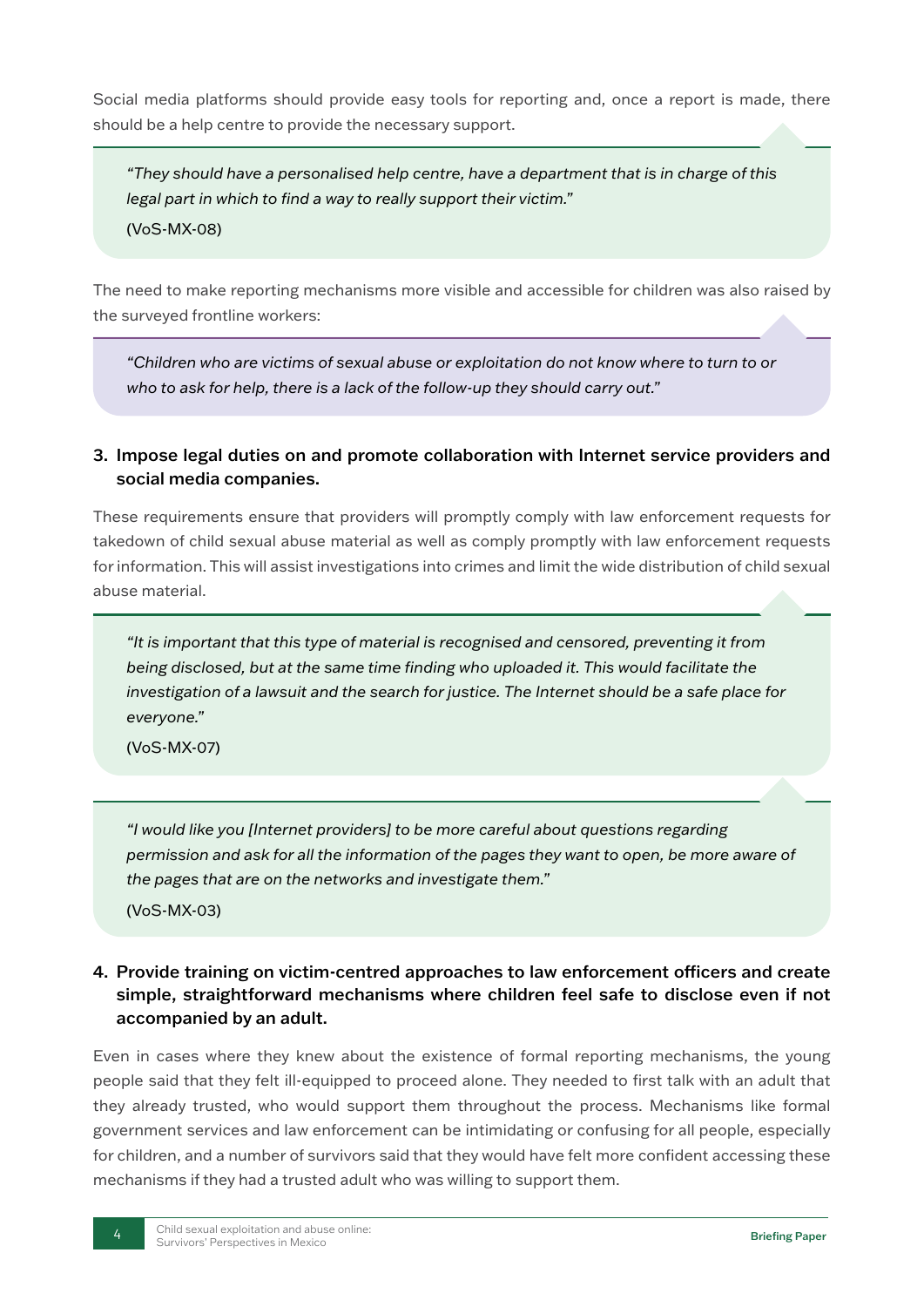Social media platforms should provide easy tools for reporting and, once a report is made, there should be a help centre to provide the necessary support.

> *"They should have a personalised help centre, have a department that is in charge of this legal part in which to find a way to really support their victim."*
>
> (VoS-MX-08)

The need to make reporting mechanisms more visible and accessible for children was also raised by the surveyed frontline workers:

> *"Children who are victims of sexual abuse or exploitation do not know where to turn to or who to ask for help, there is a lack of the follow-up they should carry out."*

### 3. Impose legal duties on and promote collaboration with Internet service providers and social media companies.

These requirements ensure that providers will promptly comply with law enforcement requests for takedown of child sexual abuse material as well as comply promptly with law enforcement requests for information. This will assist investigations into crimes and limit the wide distribution of child sexual abuse material.

> *"It is important that this type of material is recognised and censored, preventing it from being disclosed, but at the same time finding who uploaded it. This would facilitate the investigation of a lawsuit and the search for justice. The Internet should be a safe place for everyone."*
>
> (VoS-MX-07)

> *"I would like you [Internet providers] to be more careful about questions regarding permission and ask for all the information of the pages they want to open, be more aware of the pages that are on the networks and investigate them."*
>
> (VoS-MX-03)

### 4. Provide training on victim-centred approaches to law enforcement officers and create simple, straightforward mechanisms where children feel safe to disclose even if not accompanied by an adult.

Even in cases where they knew about the existence of formal reporting mechanisms, the young people said that they felt ill-equipped to proceed alone. They needed to first talk with an adult that they already trusted, who would support them throughout the process. Mechanisms like formal government services and law enforcement can be intimidating or confusing for all people, especially for children, and a number of survivors said that they would have felt more confident accessing these mechanisms if they had a trusted adult who was willing to support them.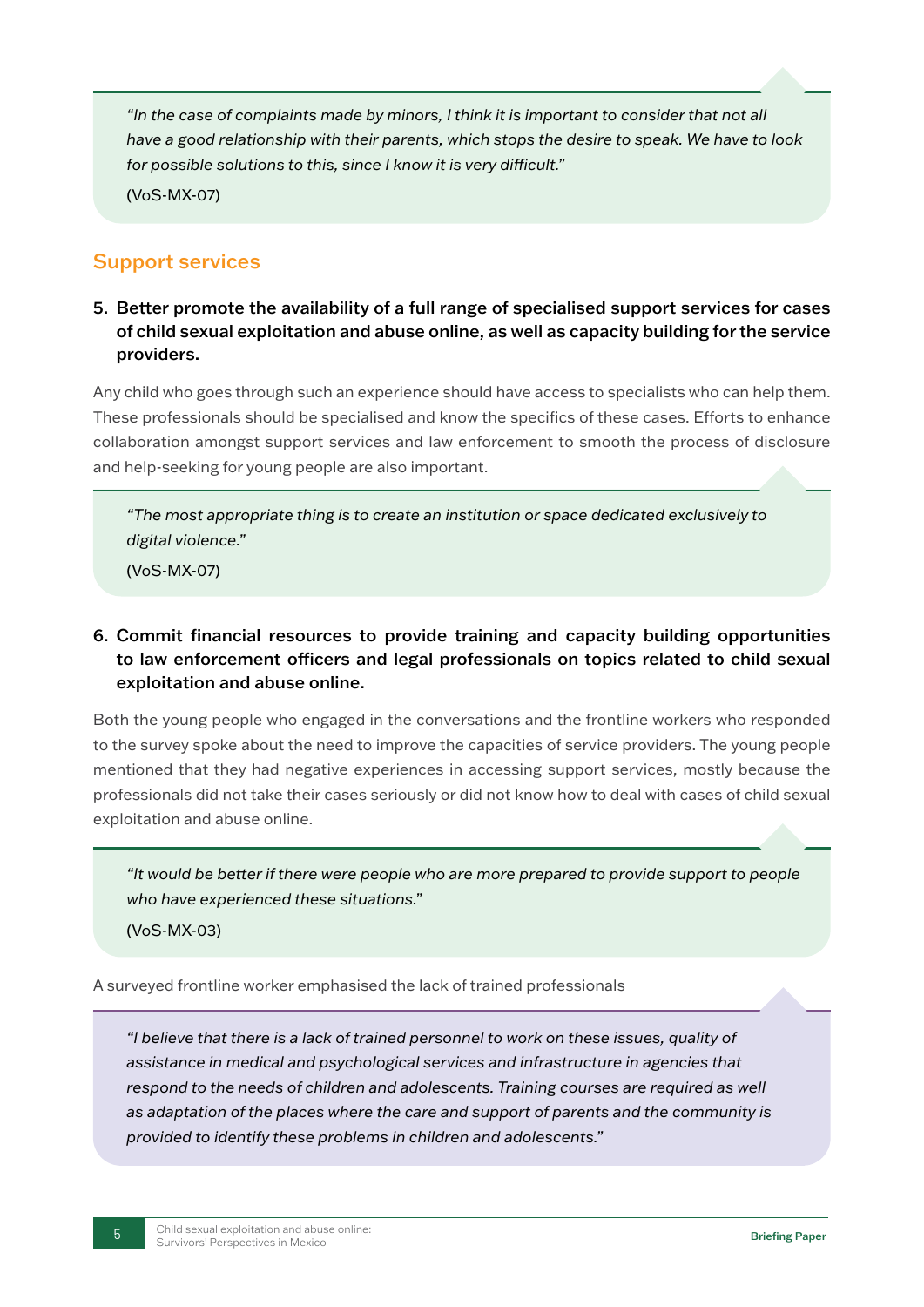> *"In the case of complaints made by minors, I think it is important to consider that not all have a good relationship with their parents, which stops the desire to speak. We have to look for possible solutions to this, since I know it is very difficult."*
>
> (VoS-MX-07)

## Support services

**5. Better promote the availability of a full range of specialised support services for cases of child sexual exploitation and abuse online, as well as capacity building for the service providers.**

Any child who goes through such an experience should have access to specialists who can help them. These professionals should be specialised and know the specifics of these cases. Efforts to enhance collaboration amongst support services and law enforcement to smooth the process of disclosure and help-seeking for young people are also important.

> *"The most appropriate thing is to create an institution or space dedicated exclusively to digital violence."*
>
> (VoS-MX-07)

**6. Commit financial resources to provide training and capacity building opportunities to law enforcement officers and legal professionals on topics related to child sexual exploitation and abuse online.**

Both the young people who engaged in the conversations and the frontline workers who responded to the survey spoke about the need to improve the capacities of service providers. The young people mentioned that they had negative experiences in accessing support services, mostly because the professionals did not take their cases seriously or did not know how to deal with cases of child sexual exploitation and abuse online.

> *"It would be better if there were people who are more prepared to provide support to people who have experienced these situations."*
>
> (VoS-MX-03)

A surveyed frontline worker emphasised the lack of trained professionals

> *"I believe that there is a lack of trained personnel to work on these issues, quality of assistance in medical and psychological services and infrastructure in agencies that respond to the needs of children and adolescents. Training courses are required as well as adaptation of the places where the care and support of parents and the community is provided to identify these problems in children and adolescents."*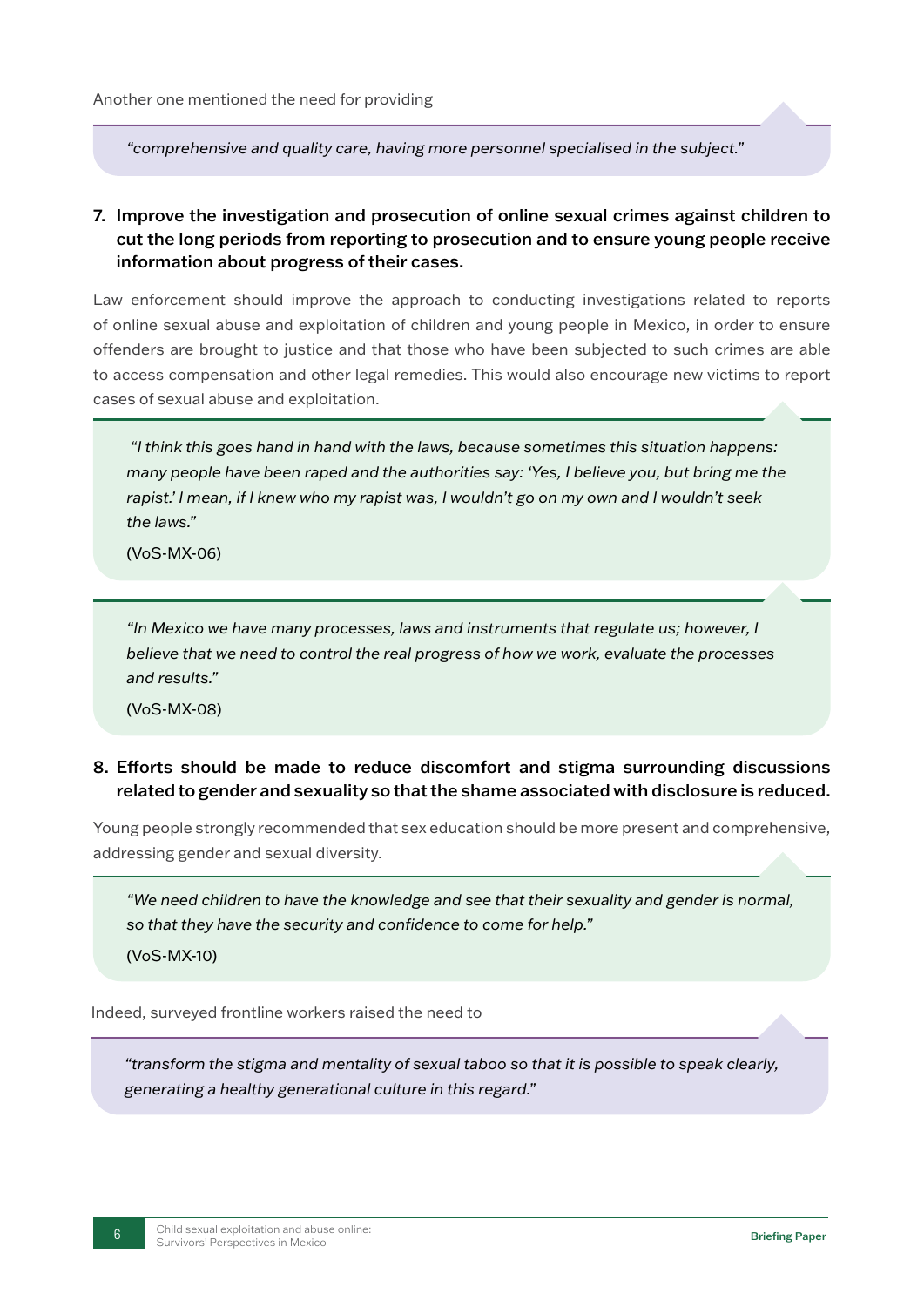Another one mentioned the need for providing

> *"comprehensive and quality care, having more personnel specialised in the subject."*

**7. Improve the investigation and prosecution of online sexual crimes against children to cut the long periods from reporting to prosecution and to ensure young people receive information about progress of their cases.**

Law enforcement should improve the approach to conducting investigations related to reports of online sexual abuse and exploitation of children and young people in Mexico, in order to ensure offenders are brought to justice and that those who have been subjected to such crimes are able to access compensation and other legal remedies. This would also encourage new victims to report cases of sexual abuse and exploitation.

> *"I think this goes hand in hand with the laws, because sometimes this situation happens: many people have been raped and the authorities say: 'Yes, I believe you, but bring me the rapist.' I mean, if I knew who my rapist was, I wouldn't go on my own and I wouldn't seek the laws."*
>
> (VoS-MX-06)

> *"In Mexico we have many processes, laws and instruments that regulate us; however, I believe that we need to control the real progress of how we work, evaluate the processes and results."*
>
> (VoS-MX-08)

**8. Efforts should be made to reduce discomfort and stigma surrounding discussions related to gender and sexuality so that the shame associated with disclosure is reduced.**

Young people strongly recommended that sex education should be more present and comprehensive, addressing gender and sexual diversity.

> *"We need children to have the knowledge and see that their sexuality and gender is normal, so that they have the security and confidence to come for help."*
>
> (VoS-MX-10)

Indeed, surveyed frontline workers raised the need to

> *"transform the stigma and mentality of sexual taboo so that it is possible to speak clearly, generating a healthy generational culture in this regard."*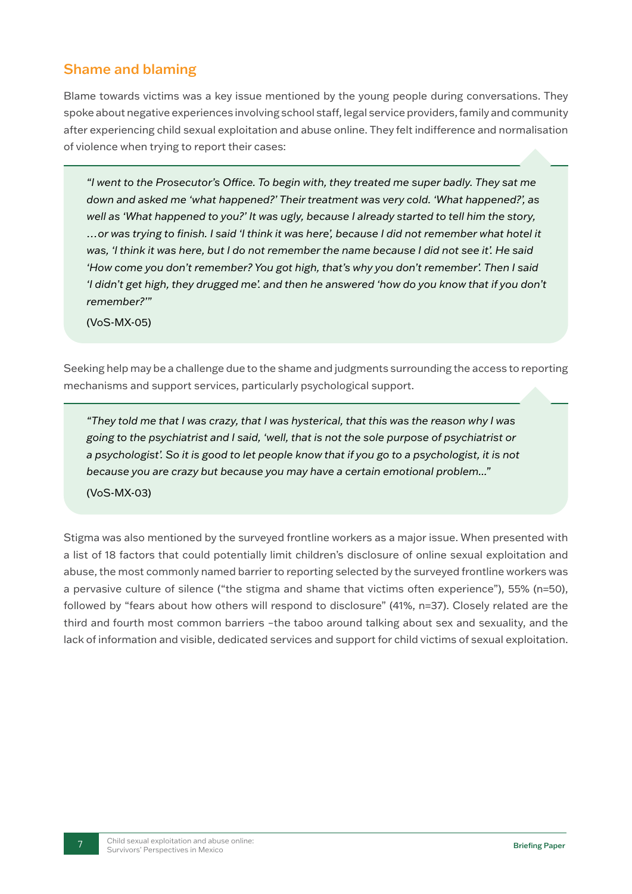## Shame and blaming

Blame towards victims was a key issue mentioned by the young people during conversations. They spoke about negative experiences involving school staff, legal service providers, family and community after experiencing child sexual exploitation and abuse online. They felt indifference and normalisation of violence when trying to report their cases:

> *"I went to the Prosecutor's Office. To begin with, they treated me super badly. They sat me down and asked me 'what happened?' Their treatment was very cold. 'What happened?', as well as 'What happened to you?' It was ugly, because I already started to tell him the story, …or was trying to finish. I said 'I think it was here', because I did not remember what hotel it was, 'I think it was here, but I do not remember the name because I did not see it'. He said 'How come you don't remember? You got high, that's why you don't remember'. Then I said 'I didn't get high, they drugged me'. and then he answered 'how do you know that if you don't remember?'"*
>
> (VoS-MX-05)

Seeking help may be a challenge due to the shame and judgments surrounding the access to reporting mechanisms and support services, particularly psychological support.

> *"They told me that I was crazy, that I was hysterical, that this was the reason why I was going to the psychiatrist and I said, 'well, that is not the sole purpose of psychiatrist or a psychologist'. So it is good to let people know that if you go to a psychologist, it is not because you are crazy but because you may have a certain emotional problem…"*
>
> (VoS-MX-03)

Stigma was also mentioned by the surveyed frontline workers as a major issue. When presented with a list of 18 factors that could potentially limit children's disclosure of online sexual exploitation and abuse, the most commonly named barrier to reporting selected by the surveyed frontline workers was a pervasive culture of silence ("the stigma and shame that victims often experience"), 55% (n=50), followed by "fears about how others will respond to disclosure" (41%, n=37). Closely related are the third and fourth most common barriers –the taboo around talking about sex and sexuality, and the lack of information and visible, dedicated services and support for child victims of sexual exploitation.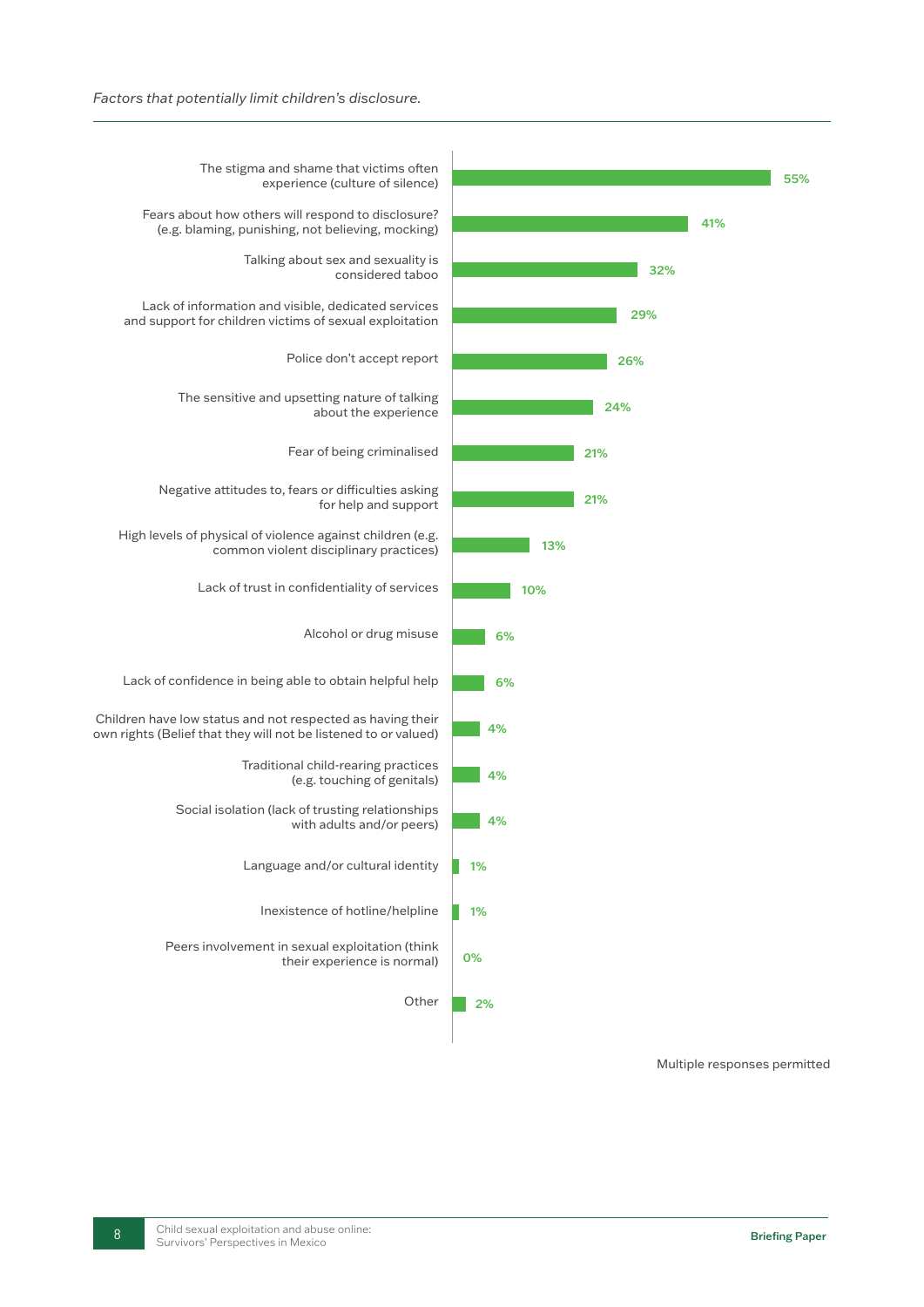*Factors that potentially limit children's disclosure.*

| Factor | % |
|---|---|
| The stigma and shame that victims often experience (culture of silence) | 55% |
| Fears about how others will respond to disclosure? (e.g. blaming, punishing, not believing, mocking) | 41% |
| Talking about sex and sexuality is considered taboo | 32% |
| Lack of information and visible, dedicated services and support for children victims of sexual exploitation | 29% |
| Police don't accept report | 26% |
| The sensitive and upsetting nature of talking about the experience | 24% |
| Fear of being criminalised | 21% |
| Negative attitudes to, fears or difficulties asking for help and support | 21% |
| High levels of physical of violence against children (e.g. common violent disciplinary practices) | 13% |
| Lack of trust in confidentiality of services | 10% |
| Alcohol or drug misuse | 6% |
| Lack of confidence in being able to obtain helpful help | 6% |
| Children have low status and not respected as having their own rights (Belief that they will not be listened to or valued) | 4% |
| Traditional child-rearing practices (e.g. touching of genitals) | 4% |
| Social isolation (lack of trusting relationships with adults and/or peers) | 4% |
| Language and/or cultural identity | 1% |
| Inexistence of hotline/helpline | 1% |
| Peers involvement in sexual exploitation (think their experience is normal) | 0% |
| Other | 2% |

Multiple responses permitted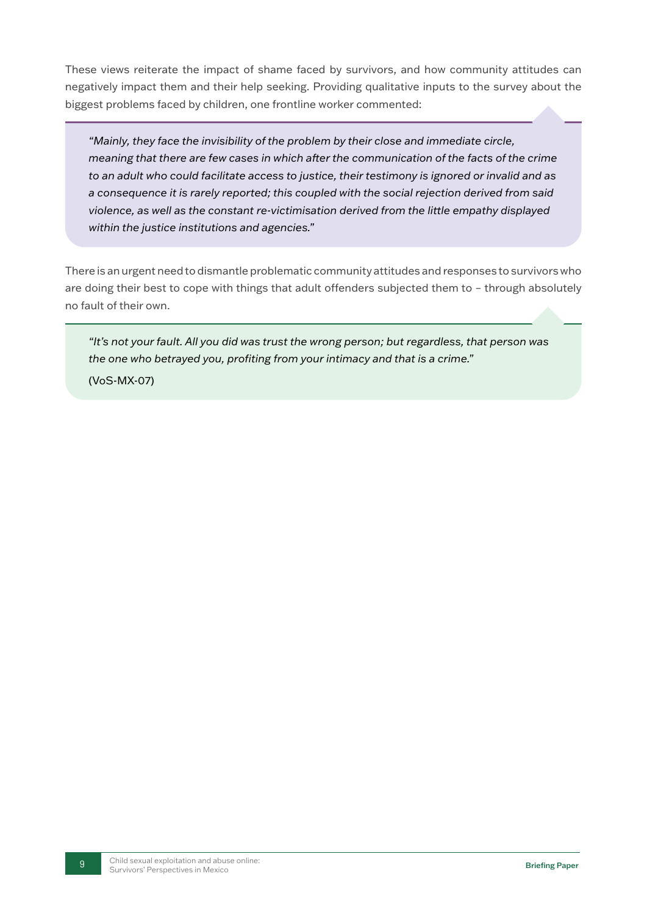These views reiterate the impact of shame faced by survivors, and how community attitudes can negatively impact them and their help seeking. Providing qualitative inputs to the survey about the biggest problems faced by children, one frontline worker commented:

> *"Mainly, they face the invisibility of the problem by their close and immediate circle, meaning that there are few cases in which after the communication of the facts of the crime to an adult who could facilitate access to justice, their testimony is ignored or invalid and as a consequence it is rarely reported; this coupled with the social rejection derived from said violence, as well as the constant re-victimisation derived from the little empathy displayed within the justice institutions and agencies."*

There is an urgent need to dismantle problematic community attitudes and responses to survivors who are doing their best to cope with things that adult offenders subjected them to – through absolutely no fault of their own.

> *"It's not your fault. All you did was trust the wrong person; but regardless, that person was the one who betrayed you, profiting from your intimacy and that is a crime."*
>
> (VoS-MX-07)